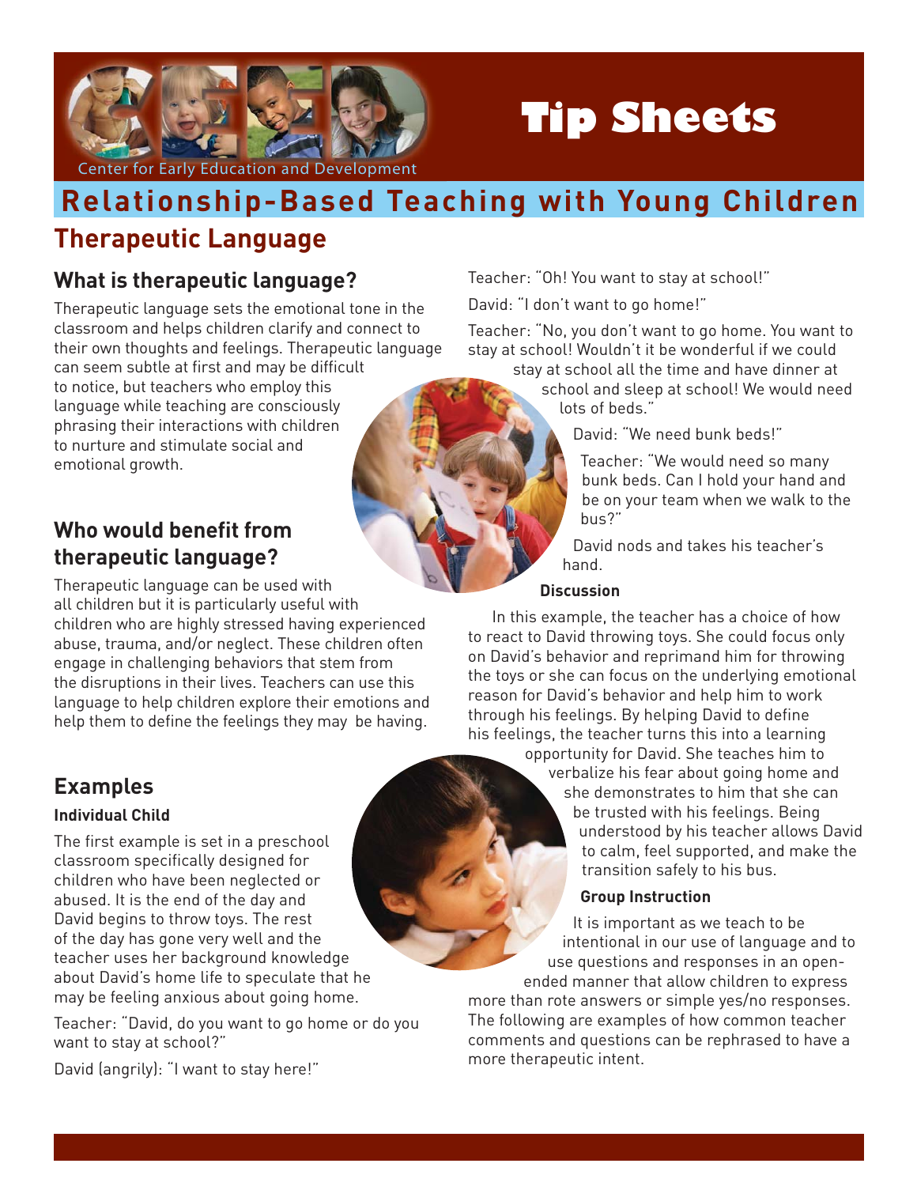Center for Early Education and Development

# Tip Sheets

## Relationship-Based Teaching with Young Children

## Therapeutic Language

### What is therapeutic language?

Therapeutic language sets the emotional tone in the classroom and helps children clarify and connect to their own thoughts and feelings. Therapeutic language can seem subtle at first and may be difficult to notice, but teachers who employ this language while teaching are consciously phrasing their interactions with children to nurture and stimulate social and emotional growth.

### Who would benefit from therapeutic language?

Therapeutic language can be used with all children but it is particularly useful with children who are highly stressed having experienced abuse, trauma, and/or neglect. These children often engage in challenging behaviors that stem from the disruptions in their lives. Teachers can use this language to help children explore their emotions and help them to define the feelings they may be having.

### Examples

**Individual Child**

The first example is set in a preschool classroom specifically designed for children who have been neglected or abused. It is the end of the day and David begins to throw toys. The rest of the day has gone very well and the teacher uses her background knowledge about David's home life to speculate that he may be feeling anxious about going home.

Teacher: "David, do you want to go home or do you want to stay at school?"

David (angrily): "I want to stay here!"

Teacher: "Oh! You want to stay at school!"

David: "I don't want to go home!"

Teacher: "No, you don't want to go home. You want to stay at school! Wouldn't it be wonderful if we could stay at school all the time and have dinner at school and sleep at school! We would need lots of beds."

David: "We need bunk beds!"

Teacher: "We would need so many bunk beds. Can I hold your hand and be on your team when we walk to the bus?"

David nods and takes his teacher's hand.

**Discussion**

In this example, the teacher has a choice of how to react to David throwing toys. She could focus only on David's behavior and reprimand him for throwing the toys or she can focus on the underlying emotional reason for David's behavior and help him to work through his feelings. By helping David to define his feelings, the teacher turns this into a learning opportunity for David. She teaches him to verbalize his fear about going home and she demonstrates to him that she can be trusted with his feelings. Being understood by his teacher allows David to calm, feel supported, and make the transition safely to his bus.

**Group Instruction**

It is important as we teach to be intentional in our use of language and to use questions and responses in an open-ended manner that allow children to express more than rote answers or simple yes/no responses. The following are examples of how common teacher comments and questions can be rephrased to have a more therapeutic intent.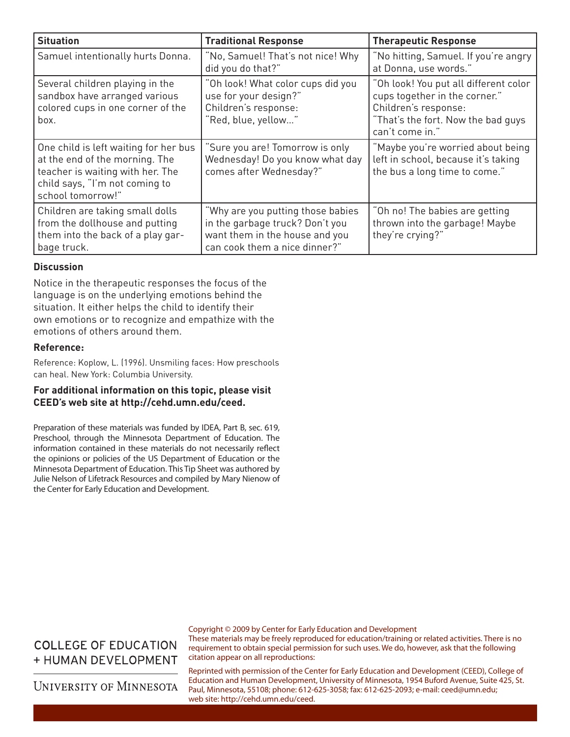| Situation | Traditional Response | Therapeutic Response |
| --- | --- | --- |
| Samuel intentionally hurts Donna. | "No, Samuel! That's not nice! Why did you do that?" | "No hitting, Samuel. If you're angry at Donna, use words." |
| Several children playing in the sandbox have arranged various colored cups in one corner of the box. | "Oh look! What color cups did you use for your design?" Children's response: "Red, blue, yellow..." | "Oh look! You put all different color cups together in the corner." Children's response: "That's the fort. Now the bad guys can't come in." |
| One child is left waiting for her bus at the end of the morning. The teacher is waiting with her. The child says, "I'm not coming to school tomorrow!" | "Sure you are! Tomorrow is only Wednesday! Do you know what day comes after Wednesday?" | "Maybe you're worried about being left in school, because it's taking the bus a long time to come." |
| Children are taking small dolls from the dollhouse and putting them into the back of a play garbage truck. | "Why are you putting those babies in the garbage truck? Don't you want them in the house and you can cook them a nice dinner?" | "Oh no! The babies are getting thrown into the garbage! Maybe they're crying?" |

**Discussion**

Notice in the therapeutic responses the focus of the language is on the underlying emotions behind the situation. It either helps the child to identify their own emotions or to recognize and empathize with the emotions of others around them.

**Reference:**

Reference: Koplow, L. (1996). Unsmiling faces: How preschools can heal. New York: Columbia University.

**For additional information on this topic, please visit CEED's web site at http://cehd.umn.edu/ceed.**

Preparation of these materials was funded by IDEA, Part B, sec. 619, Preschool, through the Minnesota Department of Education. The information contained in these materials do not necessarily reflect the opinions or policies of the US Department of Education or the Minnesota Department of Education. This Tip Sheet was authored by Julie Nelson of Lifetrack Resources and compiled by Mary Nienow of the Center for Early Education and Development.

COLLEGE OF EDUCATION + HUMAN DEVELOPMENT

UNIVERSITY OF MINNESOTA

Copyright © 2009 by Center for Early Education and Development
These materials may be freely reproduced for education/training or related activities. There is no requirement to obtain special permission for such uses. We do, however, ask that the following citation appear on all reproductions:

Reprinted with permission of the Center for Early Education and Development (CEED), College of Education and Human Development, University of Minnesota, 1954 Buford Avenue, Suite 425, St. Paul, Minnesota, 55108; phone: 612-625-3058; fax: 612-625-2093; e-mail: ceed@umn.edu; web site: http://cehd.umn.edu/ceed.